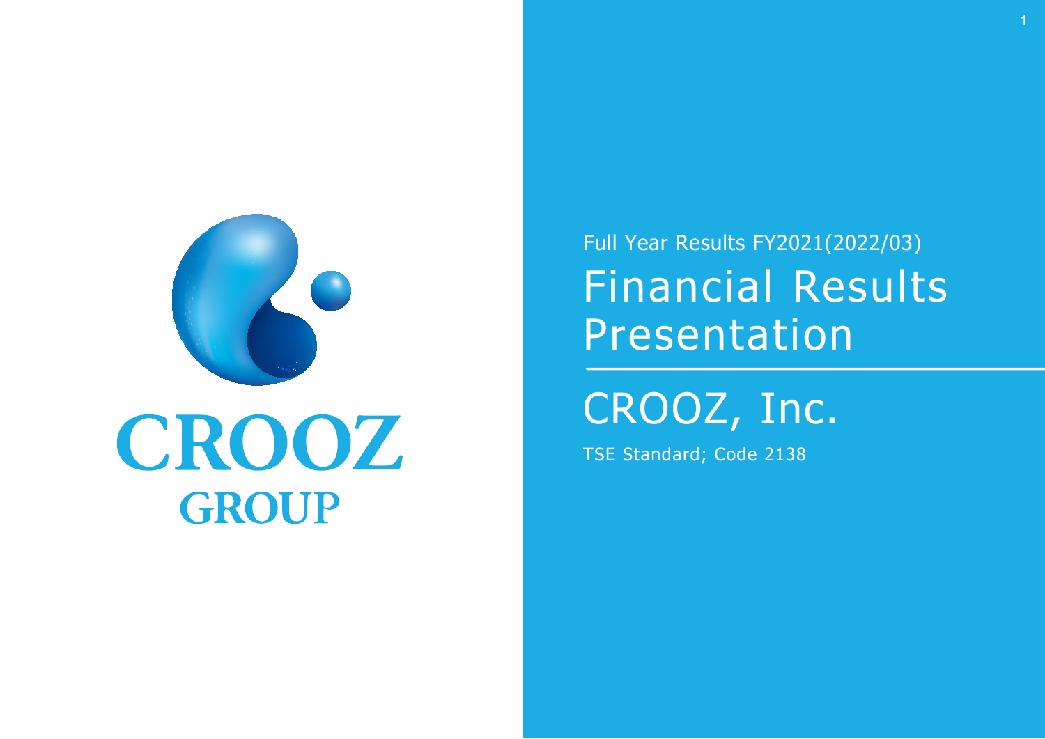CROOZ GROUP

Full Year Results FY2021(2022/03)

# Financial Results Presentation

## CROOZ, Inc.

TSE Standard; Code 2138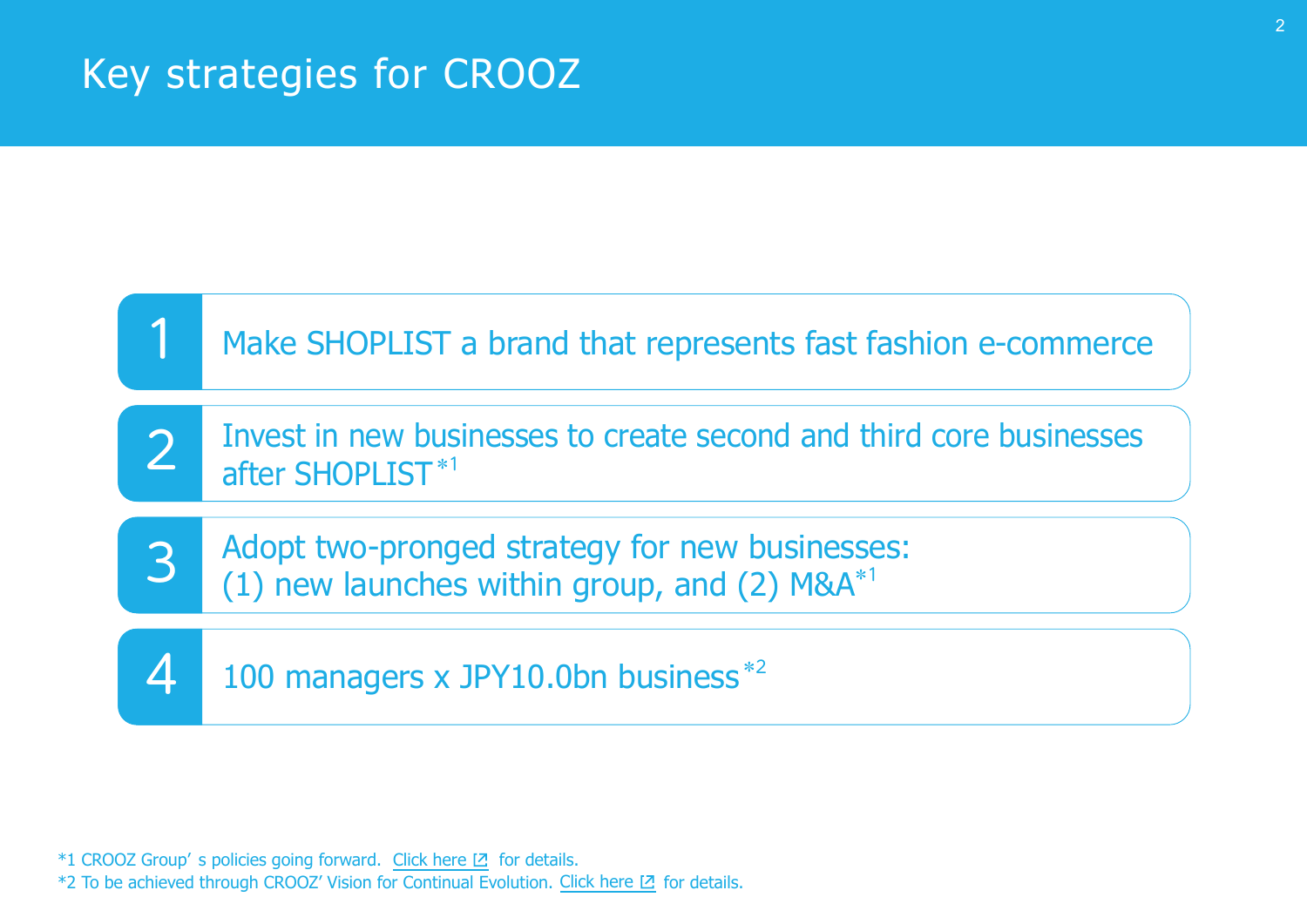# Key strategies for CROOZ

1. Make SHOPLIST a brand that represents fast fashion e-commerce
2. Invest in new businesses to create second and third core businesses after SHOPLIST*1
3. Adopt two-pronged strategy for new businesses: (1) new launches within group, and (2) M&A*1
4. 100 managers x JPY10.0bn business*2

*1 CROOZ Group' s policies going forward. Click here for details.
*2 To be achieved through CROOZ' Vision for Continual Evolution. Click here for details.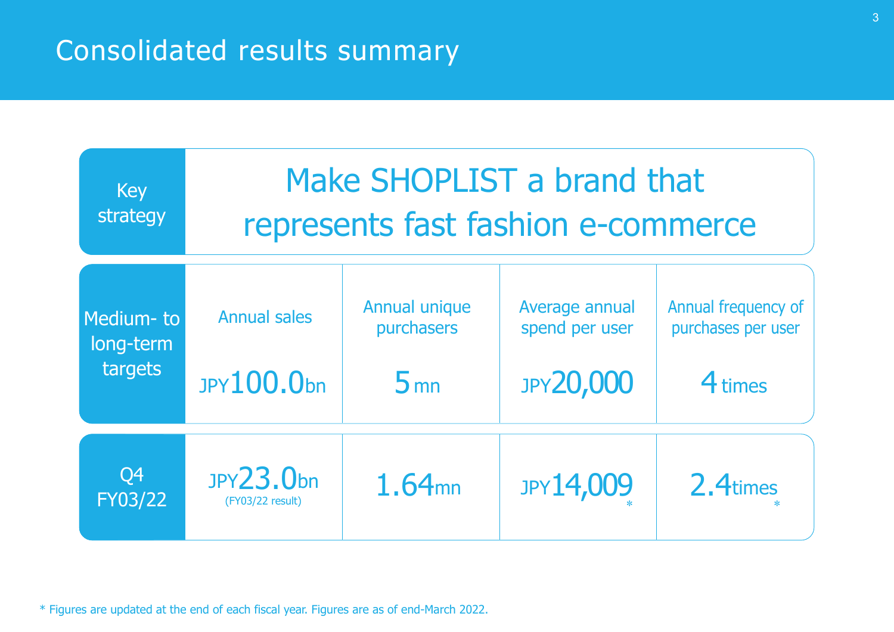# Consolidated results summary

| Key strategy | Make SHOPLIST a brand that represents fast fashion e-commerce | | | |
|---|---|---|---|---|
| | **Annual sales** | **Annual unique purchasers** | **Average annual spend per user** | **Annual frequency of purchases per user** |
| Medium- to long-term targets | JPY100.0bn | 5 mn | JPY20,000 | 4 times |
| Q4 FY03/22 | JPY23.0bn (FY03/22 result) | 1.64mn | JPY14,009 * | 2.4times * |

* Figures are updated at the end of each fiscal year. Figures are as of end-March 2022.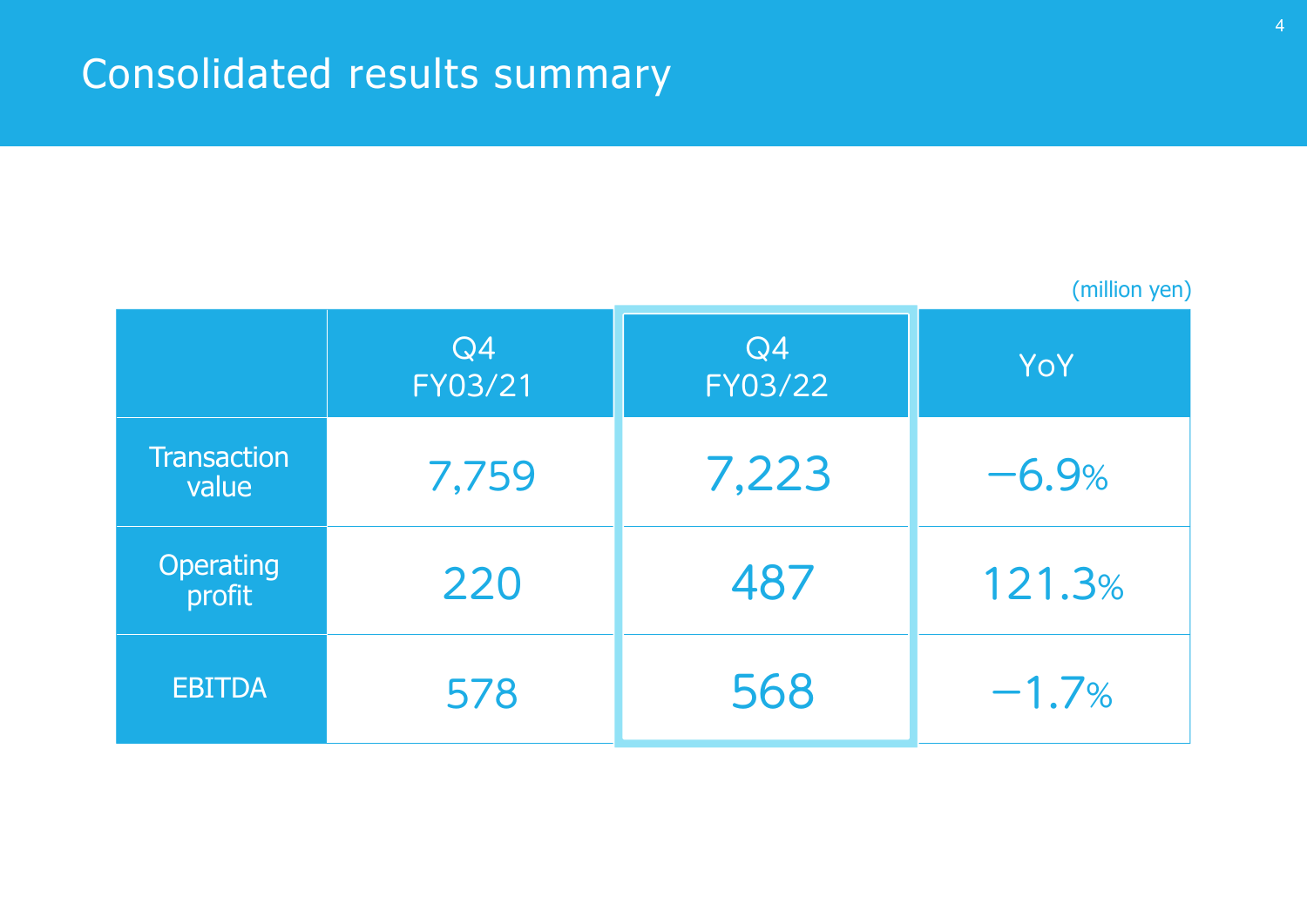# Consolidated results summary

(million yen)

| | Q4 FY03/21 | Q4 FY03/22 | YoY |
|---|---|---|---|
| Transaction value | 7,759 | 7,223 | −6.9% |
| Operating profit | 220 | 487 | 121.3% |
| EBITDA | 578 | 568 | −1.7% |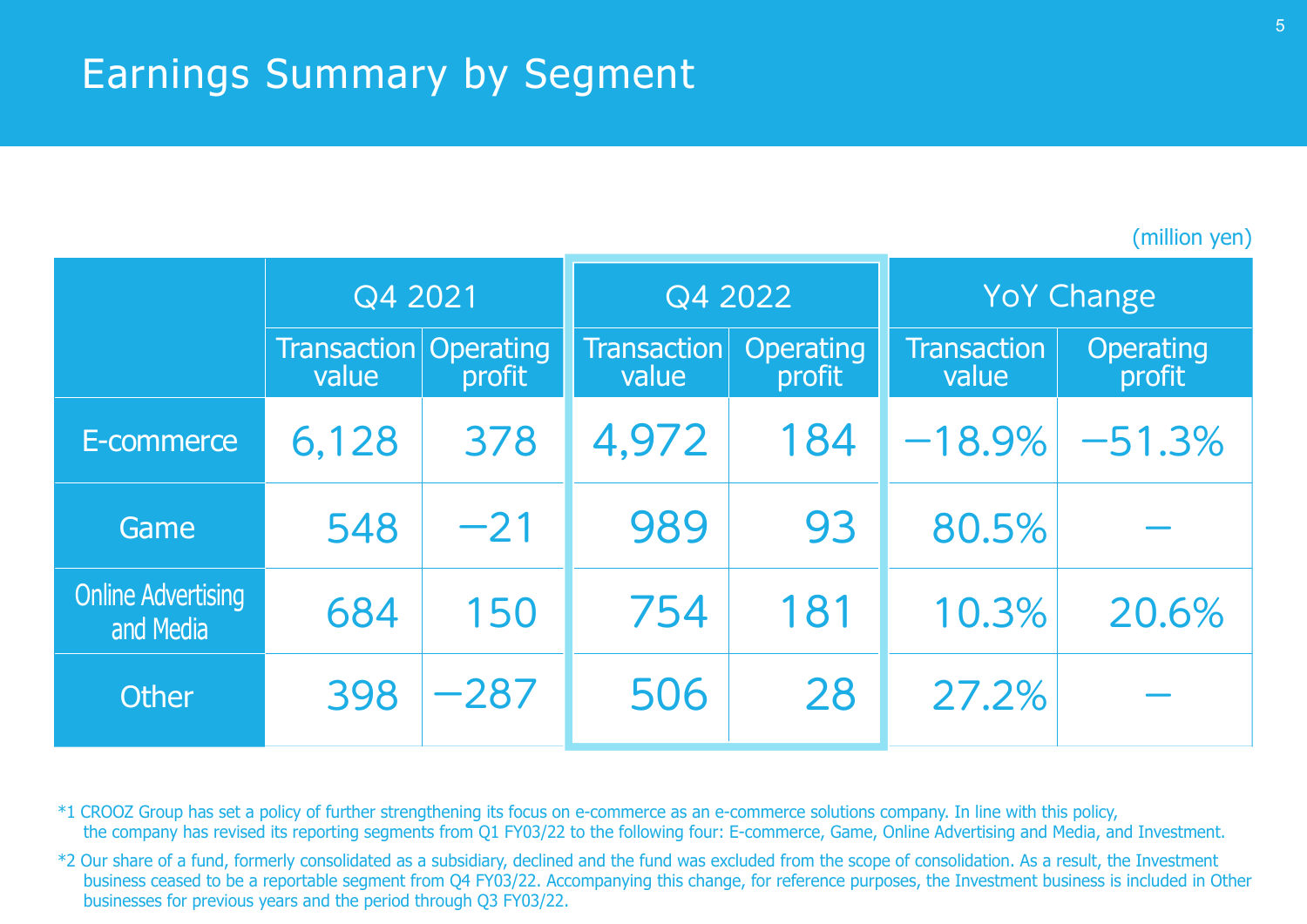# Earnings Summary by Segment

(million yen)

| | Q4 2021 | | Q4 2022 | | YoY Change | |
|---|---|---|---|---|---|---|
| | Transaction value | Operating profit | Transaction value | Operating profit | Transaction value | Operating profit |
| E-commerce | 6,128 | 378 | 4,972 | 184 | −18.9% | −51.3% |
| Game | 548 | −21 | 989 | 93 | 80.5% | – |
| Online Advertising and Media | 684 | 150 | 754 | 181 | 10.3% | 20.6% |
| Other | 398 | −287 | 506 | 28 | 27.2% | – |

*1 CROOZ Group has set a policy of further strengthening its focus on e-commerce as an e-commerce solutions company. In line with this policy, the company has revised its reporting segments from Q1 FY03/22 to the following four: E-commerce, Game, Online Advertising and Media, and Investment.

*2 Our share of a fund, formerly consolidated as a subsidiary, declined and the fund was excluded from the scope of consolidation. As a result, the Investment business ceased to be a reportable segment from Q4 FY03/22. Accompanying this change, for reference purposes, the Investment business is included in Other businesses for previous years and the period through Q3 FY03/22.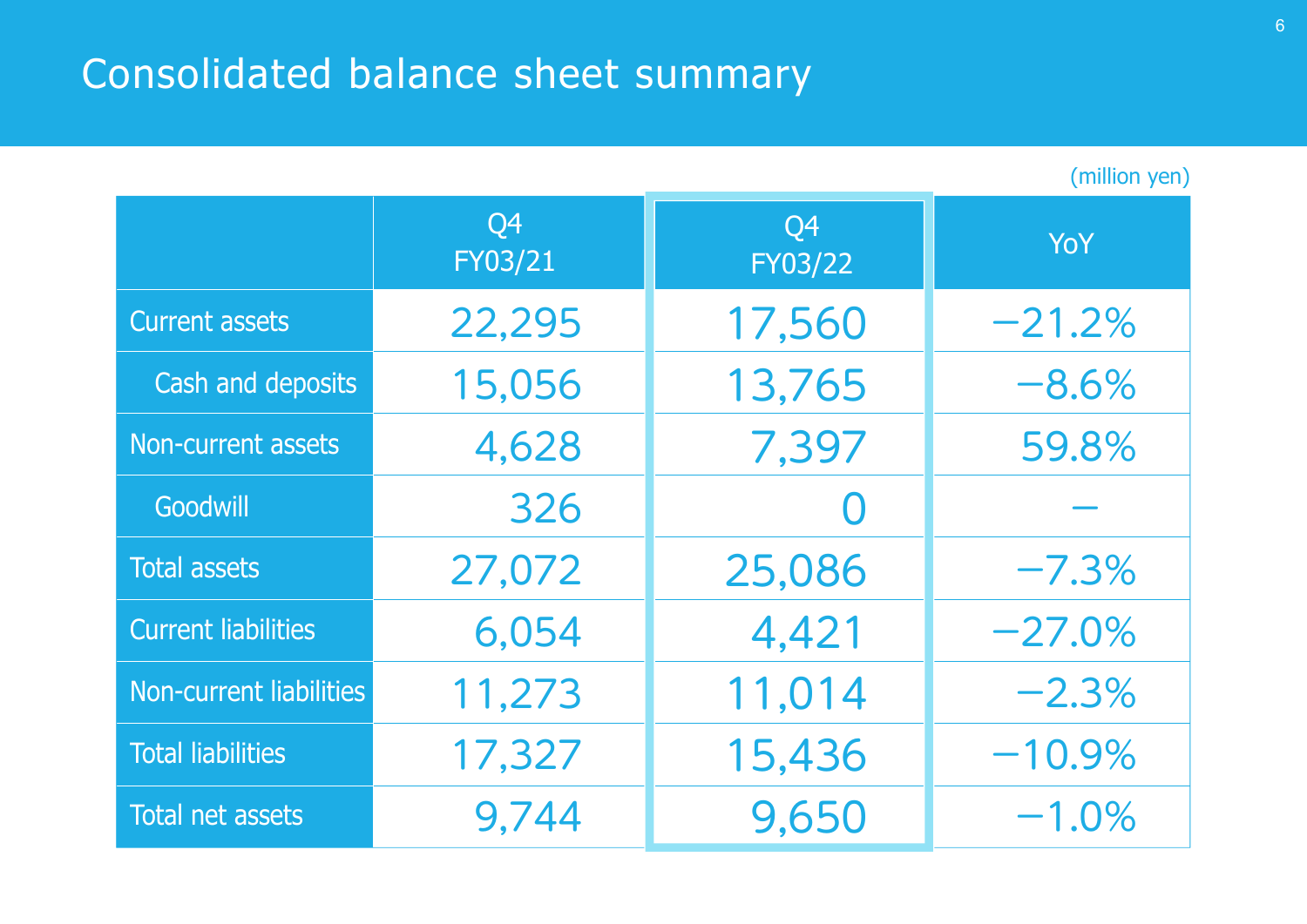# Consolidated balance sheet summary

(million yen)

| | Q4 FY03/21 | Q4 FY03/22 | YoY |
|---|---|---|---|
| Current assets | 22,295 | 17,560 | −21.2% |
| Cash and deposits | 15,056 | 13,765 | −8.6% |
| Non-current assets | 4,628 | 7,397 | 59.8% |
| Goodwill | 326 | 0 | − |
| Total assets | 27,072 | 25,086 | −7.3% |
| Current liabilities | 6,054 | 4,421 | −27.0% |
| Non-current liabilities | 11,273 | 11,014 | −2.3% |
| Total liabilities | 17,327 | 15,436 | −10.9% |
| Total net assets | 9,744 | 9,650 | −1.0% |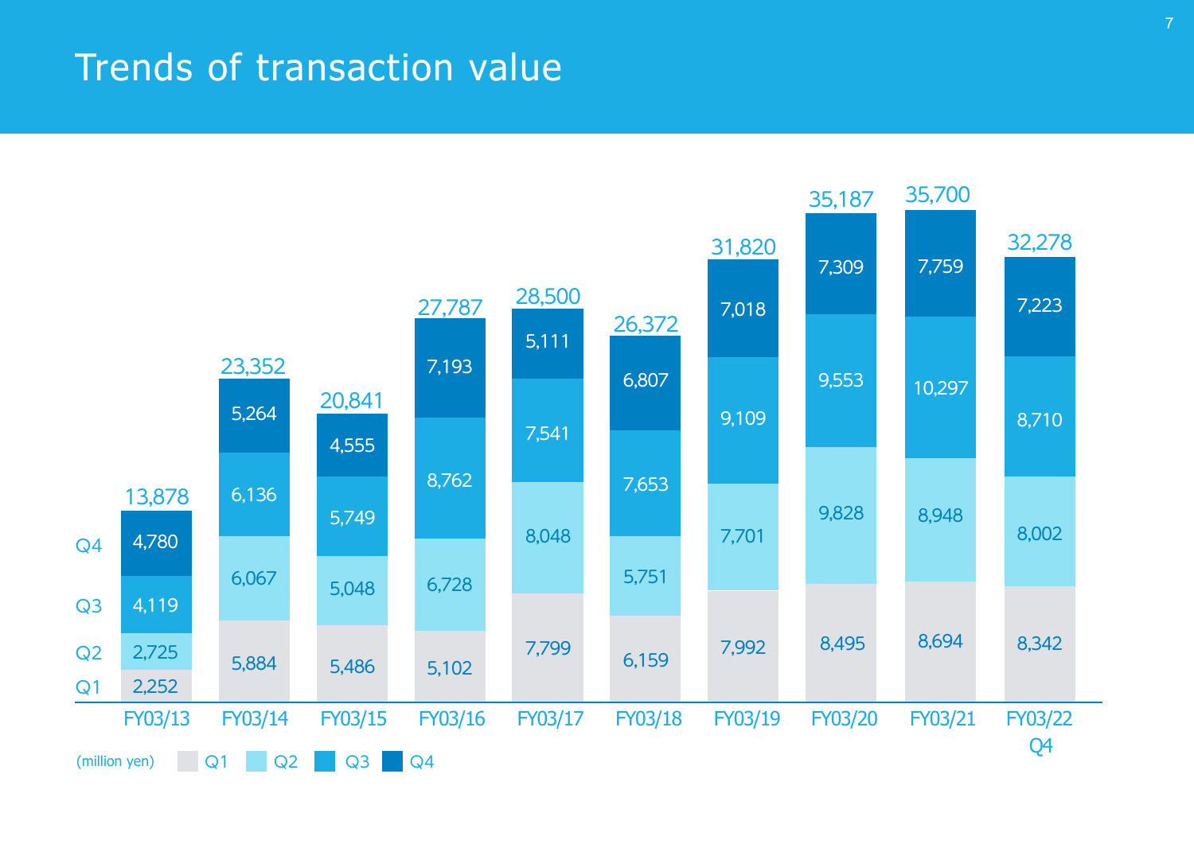# Trends of transaction value

(million yen)

| | FY03/13 | FY03/14 | FY03/15 | FY03/16 | FY03/17 | FY03/18 | FY03/19 | FY03/20 | FY03/21 | FY03/22 Q4 |
|---|---|---|---|---|---|---|---|---|---|---|
| Q1 | 2,252 | 5,884 | 5,486 | 5,102 | 7,799 | 6,159 | 7,992 | 8,495 | 8,694 | 8,342 |
| Q2 | 2,725 | 6,067 | 5,048 | 6,728 | 8,048 | 5,751 | 7,701 | 9,828 | 8,948 | 8,002 |
| Q3 | 4,119 | 6,136 | 5,749 | 8,762 | 7,541 | 7,653 | 9,109 | 9,553 | 10,297 | 8,710 |
| Q4 | 4,780 | 5,264 | 4,555 | 7,193 | 5,111 | 6,807 | 7,018 | 7,309 | 7,759 | 7,223 |
| Total | 13,878 | 23,352 | 20,841 | 27,787 | 28,500 | 26,372 | 31,820 | 35,187 | 35,700 | 32,278 |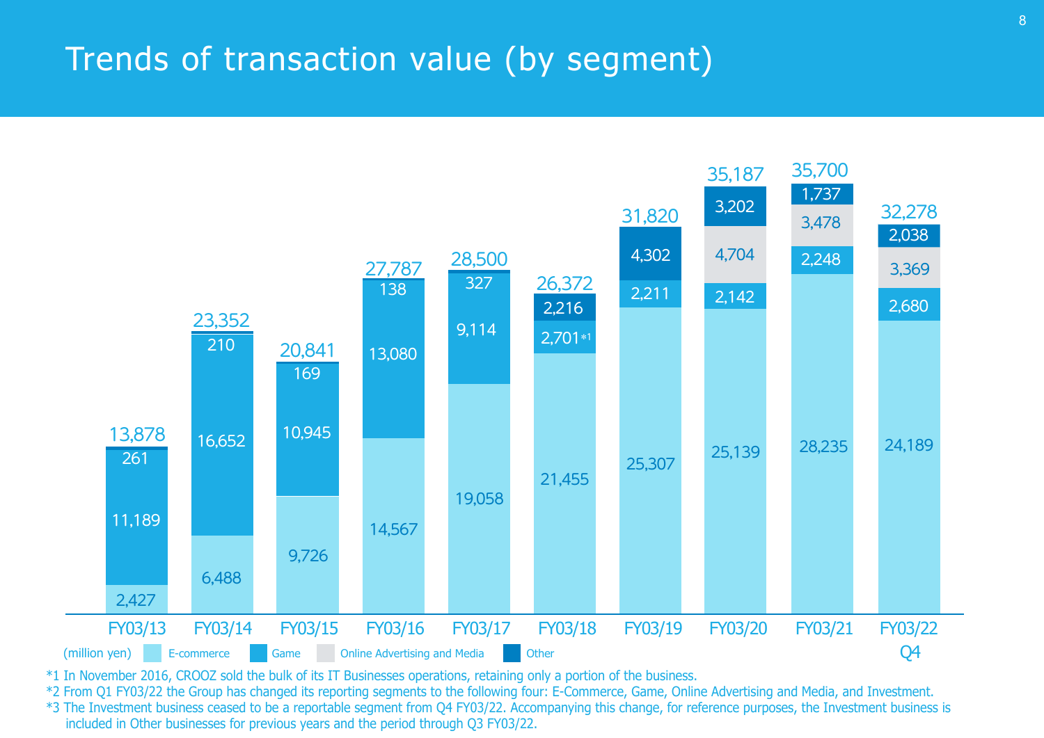# Trends of transaction value (by segment)

(million yen)

| | FY03/13 | FY03/14 | FY03/15 | FY03/16 | FY03/17 | FY03/18 | FY03/19 | FY03/20 | FY03/21 | FY03/22 Q4 |
|---|---|---|---|---|---|---|---|---|---|---|
| E-commerce | 2,427 | 6,488 | 9,726 | 14,567 | 19,058 | 21,455 | 25,307 | 25,139 | 28,235 | 24,189 |
| Game | 11,189 | 16,652 | 10,945 | 13,080 | 9,114 | 2,701*1 | 2,211 | 2,142 | 2,248 | 2,680 |
| Online Advertising and Media | | | | | | | | 4,704 | 3,478 | 3,369 |
| Other | 261 | 210 | 169 | 138 | 327 | 2,216 | 4,302 | 3,202 | 1,737 | 2,038 |
| Total | 13,878 | 23,352 | 20,841 | 27,787 | 28,500 | 26,372 | 31,820 | 35,187 | 35,700 | 32,278 |

*1 In November 2016, CROOZ sold the bulk of its IT Businesses operations, retaining only a portion of the business.
*2 From Q1 FY03/22 the Group has changed its reporting segments to the following four: E-Commerce, Game, Online Advertising and Media, and Investment.
*3 The Investment business ceased to be a reportable segment from Q4 FY03/22. Accompanying this change, for reference purposes, the Investment business is included in Other businesses for previous years and the period through Q3 FY03/22.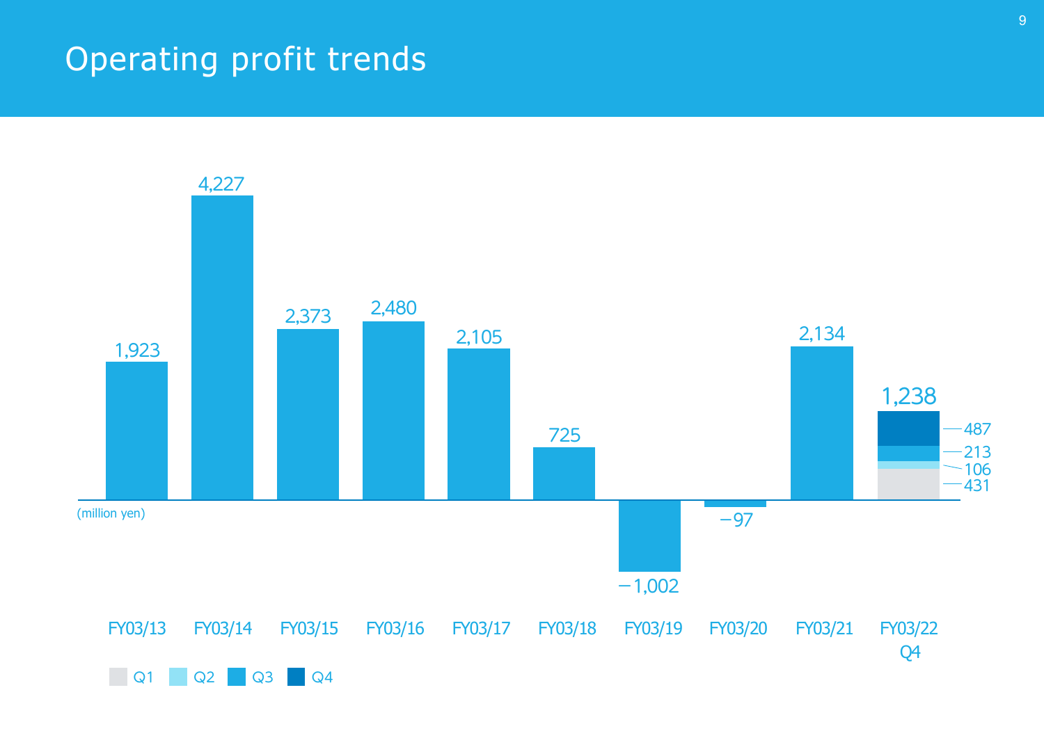# Operating profit trends

(million yen)

| Fiscal year | Operating profit |
|---|---|
| FY03/13 | 1,923 |
| FY03/14 | 4,227 |
| FY03/15 | 2,373 |
| FY03/16 | 2,480 |
| FY03/17 | 2,105 |
| FY03/18 | 725 |
| FY03/19 | −1,002 |
| FY03/20 | −97 |
| FY03/21 | 2,134 |
| FY03/22 Q4 | 1,238 |

FY03/22 Q4 breakdown:

| Quarter | Operating profit |
|---|---|
| Q1 | 431 |
| Q2 | 106 |
| Q3 | 213 |
| Q4 | 487 |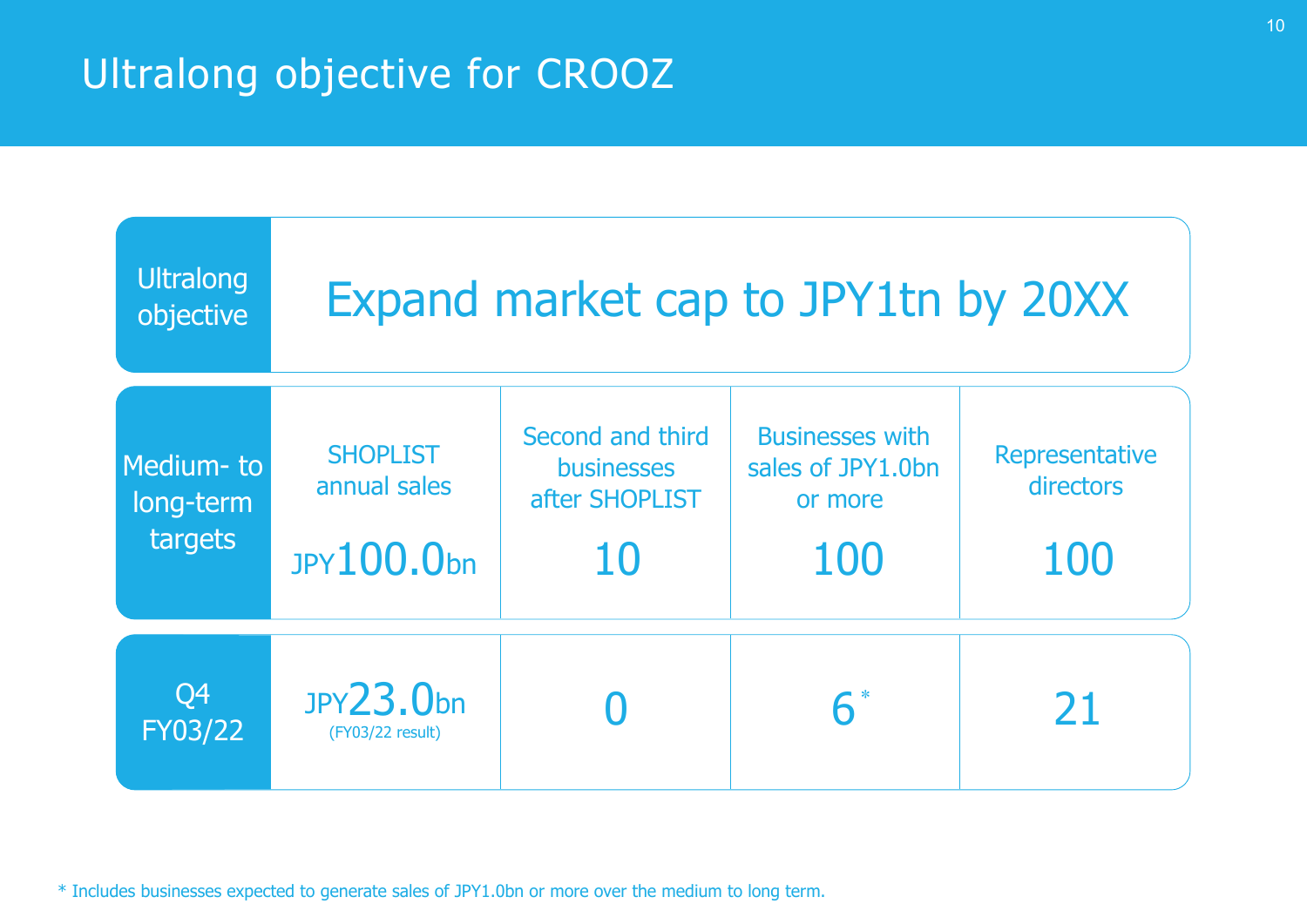# Ultralong objective for CROOZ

| Ultralong objective | Expand market cap to JPY1tn by 20XX | | | |
|---|---|---|---|---|
| | **SHOPLIST annual sales** | **Second and third businesses after SHOPLIST** | **Businesses with sales of JPY1.0bn or more** | **Representative directors** |
| Medium- to long-term targets | JPY100.0bn | 10 | 100 | 100 |
| Q4 FY03/22 | JPY23.0bn (FY03/22 result) | 0 | 6* | 21 |

* Includes businesses expected to generate sales of JPY1.0bn or more over the medium to long term.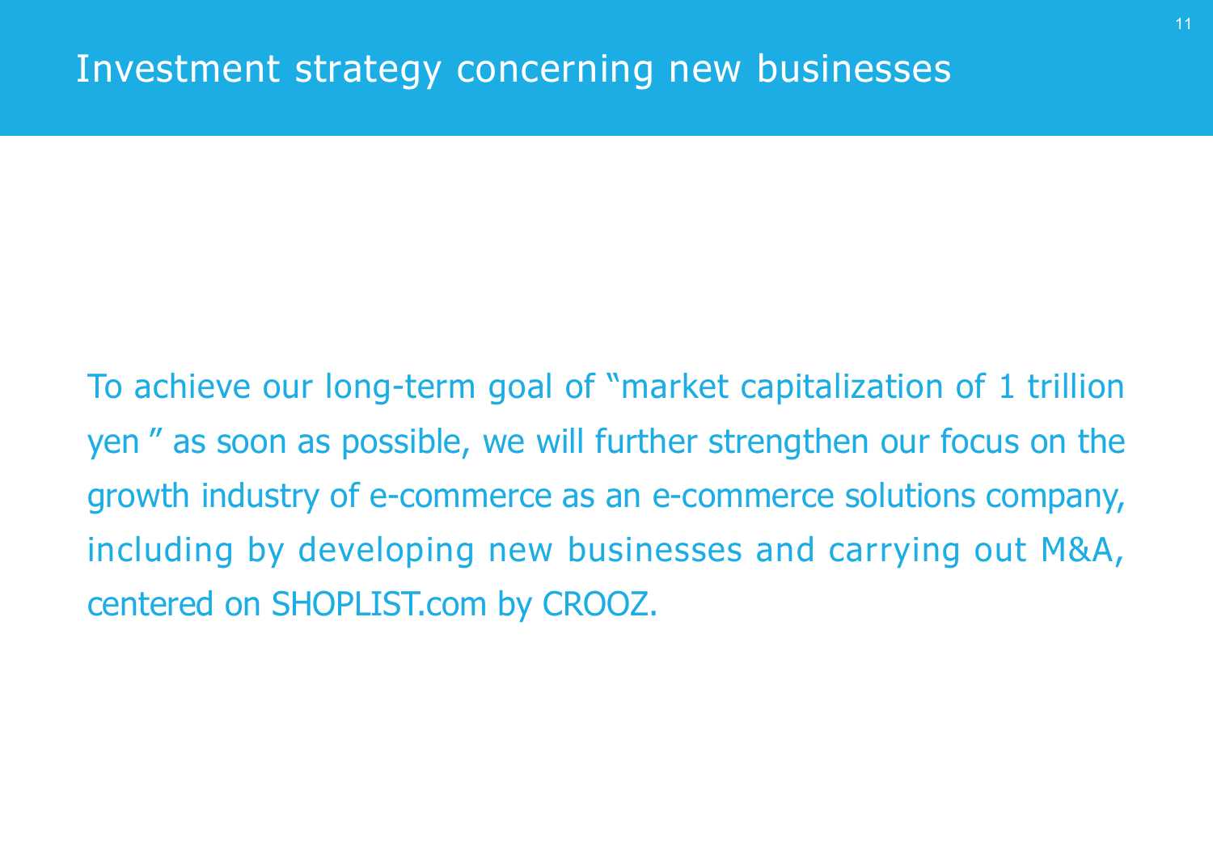# Investment strategy concerning new businesses

To achieve our long-term goal of “market capitalization of 1 trillion yen ” as soon as possible, we will further strengthen our focus on the growth industry of e-commerce as an e-commerce solutions company, including by developing new businesses and carrying out M&A, centered on SHOPLIST.com by CROOZ.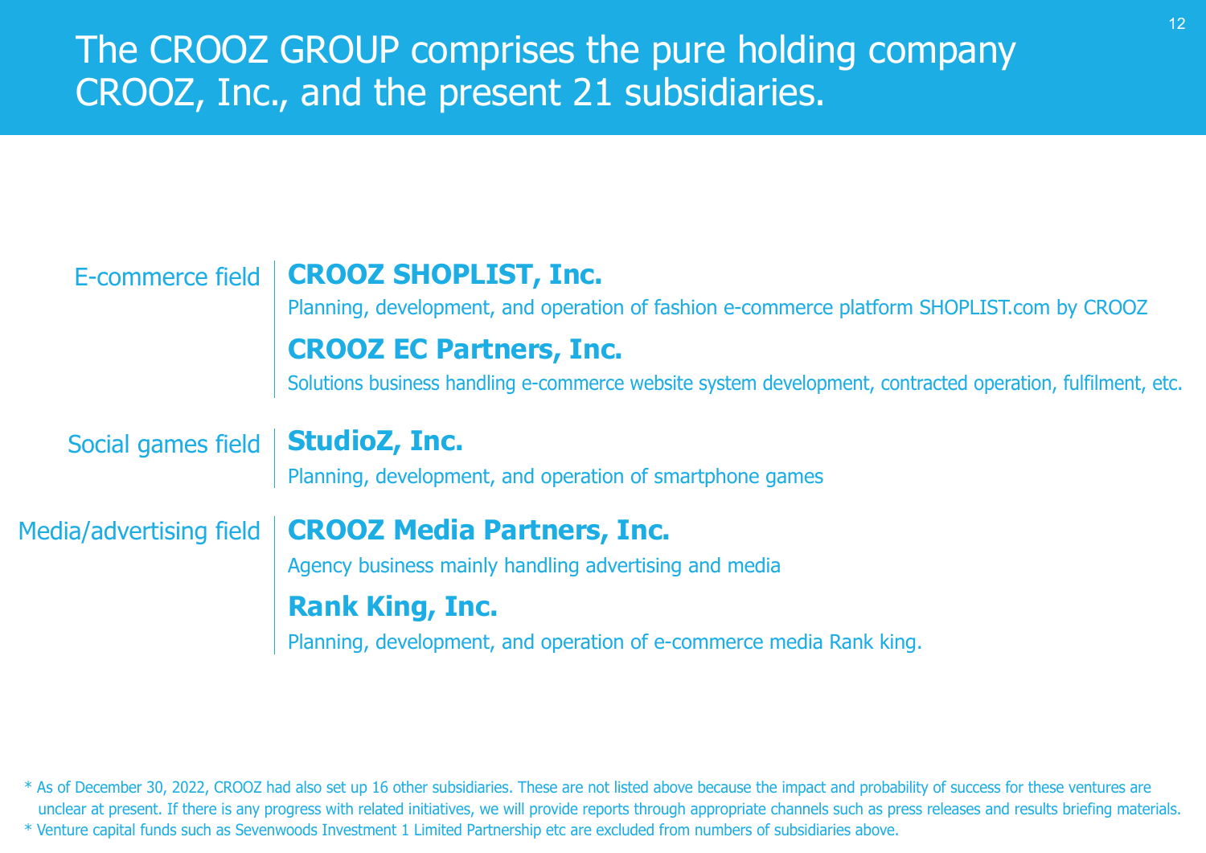# The CROOZ GROUP comprises the pure holding company CROOZ, Inc., and the present 21 subsidiaries.

## E-commerce field

**CROOZ SHOPLIST, Inc.**

Planning, development, and operation of fashion e-commerce platform SHOPLIST.com by CROOZ

**CROOZ EC Partners, Inc.**

Solutions business handling e-commerce website system development, contracted operation, fulfilment, etc.

## Social games field

**StudioZ, Inc.**

Planning, development, and operation of smartphone games

## Media/advertising field

**CROOZ Media Partners, Inc.**

Agency business mainly handling advertising and media

**Rank King, Inc.**

Planning, development, and operation of e-commerce media Rank king.

* As of December 30, 2022, CROOZ had also set up 16 other subsidiaries. These are not listed above because the impact and probability of success for these ventures are unclear at present. If there is any progress with related initiatives, we will provide reports through appropriate channels such as press releases and results briefing materials.
* Venture capital funds such as Sevenwoods Investment 1 Limited Partnership etc are excluded from numbers of subsidiaries above.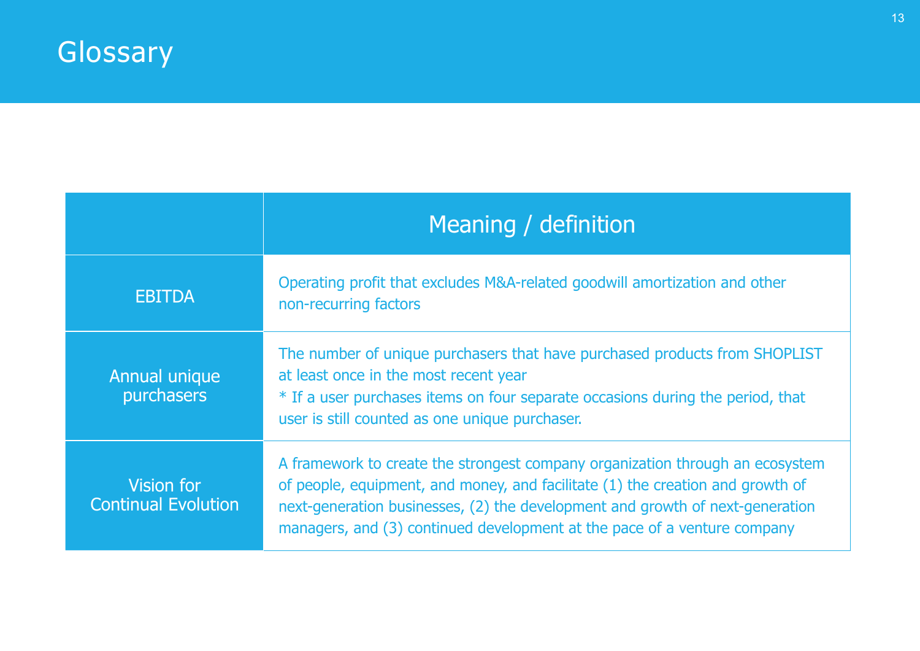# Glossary

| | Meaning / definition |
|---|---|
| EBITDA | Operating profit that excludes M&A-related goodwill amortization and other non-recurring factors |
| Annual unique purchasers | The number of unique purchasers that have purchased products from SHOPLIST at least once in the most recent year<br>* If a user purchases items on four separate occasions during the period, that user is still counted as one unique purchaser. |
| Vision for Continual Evolution | A framework to create the strongest company organization through an ecosystem of people, equipment, and money, and facilitate (1) the creation and growth of next-generation businesses, (2) the development and growth of next-generation managers, and (3) continued development at the pace of a venture company |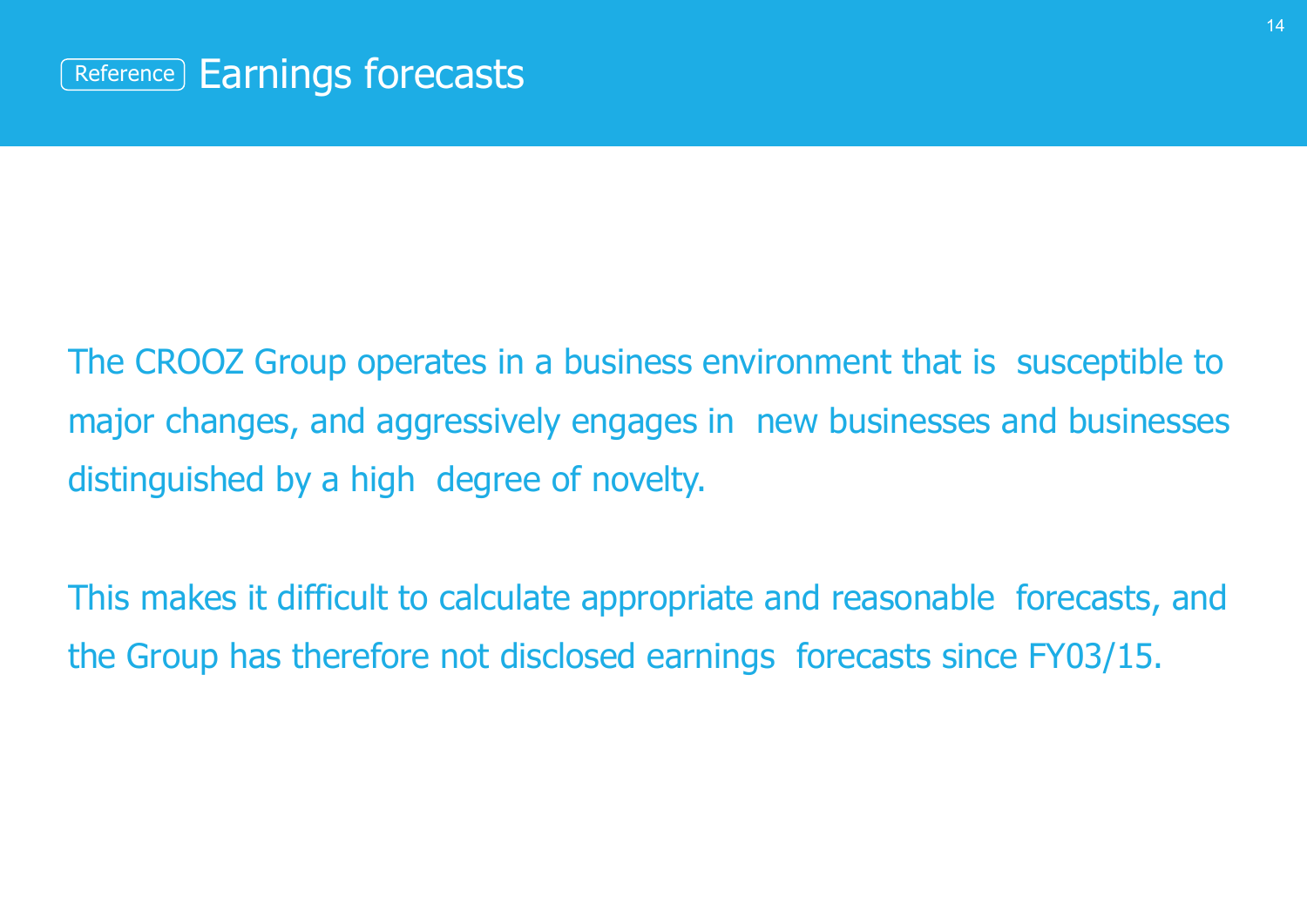# Reference Earnings forecasts

The CROOZ Group operates in a business environment that is susceptible to major changes, and aggressively engages in new businesses and businesses distinguished by a high degree of novelty.

This makes it difficult to calculate appropriate and reasonable forecasts, and the Group has therefore not disclosed earnings forecasts since FY03/15.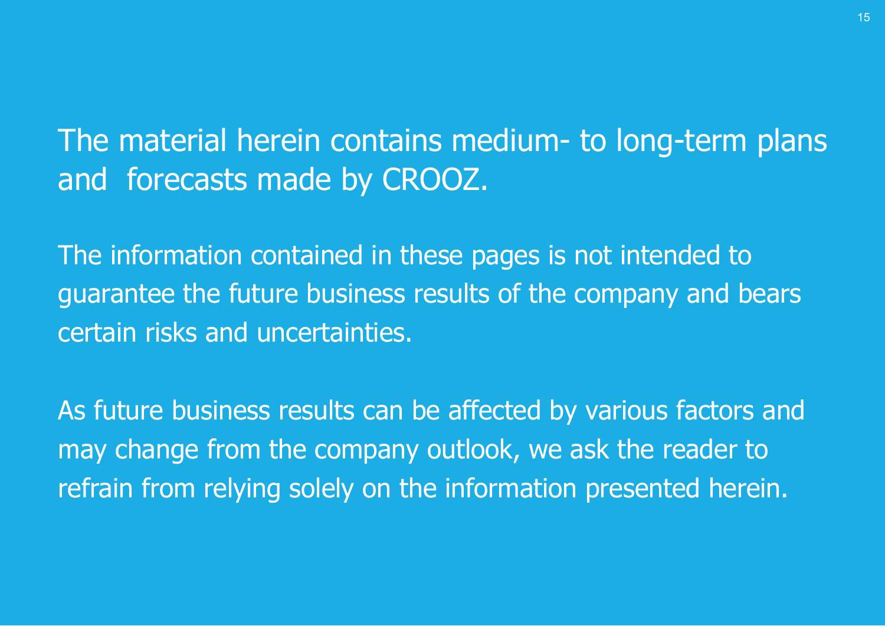The material herein contains medium- to long-term plans and forecasts made by CROOZ.

The information contained in these pages is not intended to guarantee the future business results of the company and bears certain risks and uncertainties.

As future business results can be affected by various factors and may change from the company outlook, we ask the reader to refrain from relying solely on the information presented herein.